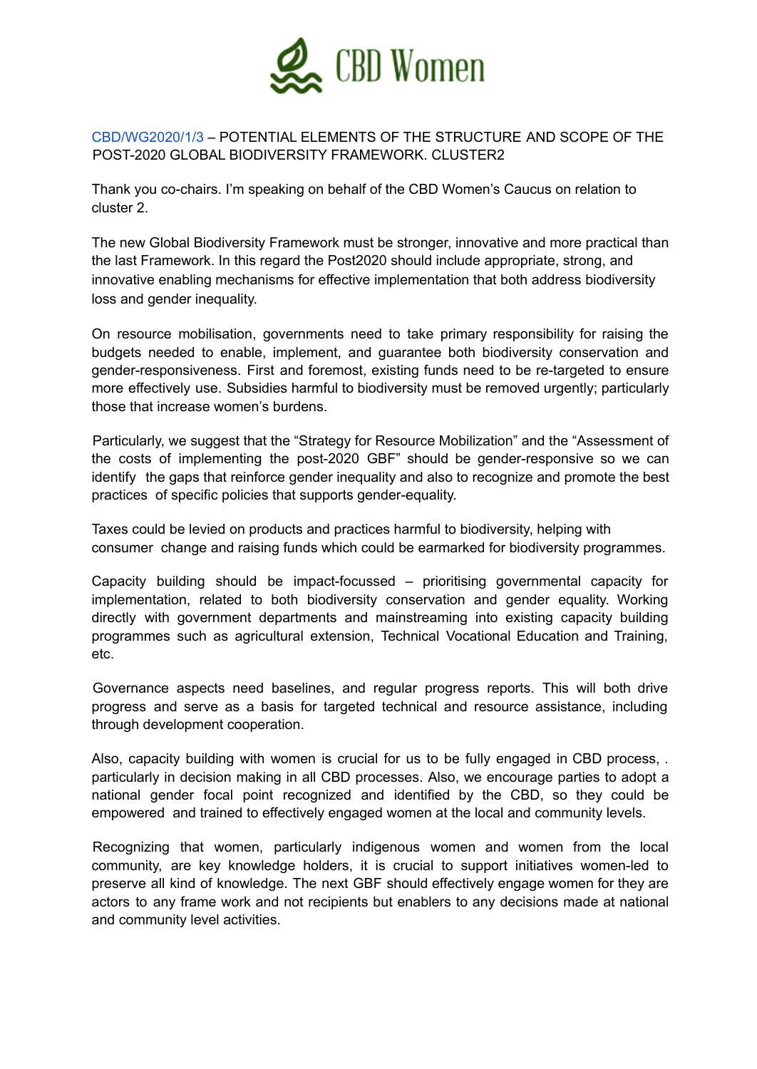# CBD Women

CBD/WG2020/1/3 – POTENTIAL ELEMENTS OF THE STRUCTURE AND SCOPE OF THE POST-2020 GLOBAL BIODIVERSITY FRAMEWORK. CLUSTER2

Thank you co-chairs. I'm speaking on behalf of the CBD Women's Caucus on relation to cluster 2.

The new Global Biodiversity Framework must be stronger, innovative and more practical than the last Framework. In this regard the Post2020 should include appropriate, strong, and innovative enabling mechanisms for effective implementation that both address biodiversity loss and gender inequality.

On resource mobilisation, governments need to take primary responsibility for raising the budgets needed to enable, implement, and guarantee both biodiversity conservation and gender-responsiveness. First and foremost, existing funds need to be re-targeted to ensure more effectively use. Subsidies harmful to biodiversity must be removed urgently; particularly those that increase women's burdens.

Particularly, we suggest that the "Strategy for Resource Mobilization" and the "Assessment of the costs of implementing the post-2020 GBF" should be gender-responsive so we can identify the gaps that reinforce gender inequality and also to recognize and promote the best practices of specific policies that supports gender-equality.

Taxes could be levied on products and practices harmful to biodiversity, helping with consumer change and raising funds which could be earmarked for biodiversity programmes.

Capacity building should be impact-focussed – prioritising governmental capacity for implementation, related to both biodiversity conservation and gender equality. Working directly with government departments and mainstreaming into existing capacity building programmes such as agricultural extension, Technical Vocational Education and Training, etc.

Governance aspects need baselines, and regular progress reports. This will both drive progress and serve as a basis for targeted technical and resource assistance, including through development cooperation.

Also, capacity building with women is crucial for us to be fully engaged in CBD process, . particularly in decision making in all CBD processes. Also, we encourage parties to adopt a national gender focal point recognized and identified by the CBD, so they could be empowered and trained to effectively engaged women at the local and community levels.

Recognizing that women, particularly indigenous women and women from the local community, are key knowledge holders, it is crucial to support initiatives women-led to preserve all kind of knowledge. The next GBF should effectively engage women for they are actors to any frame work and not recipients but enablers to any decisions made at national and community level activities.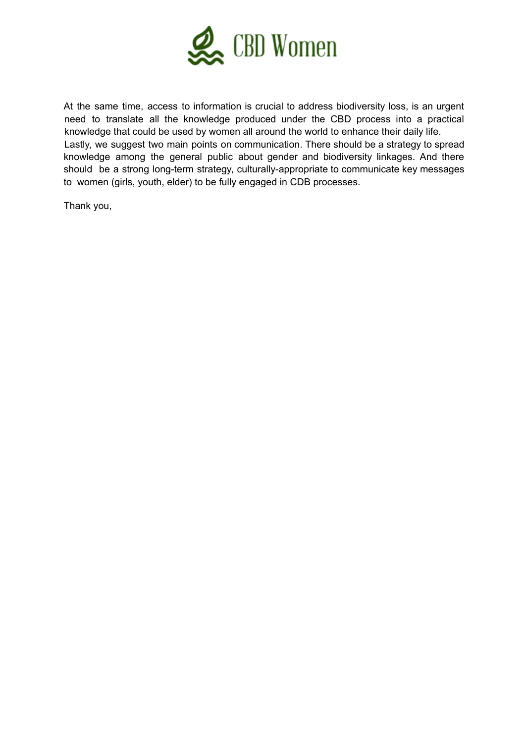At the same time, access to information is crucial to address biodiversity loss, is an urgent need to translate all the knowledge produced under the CBD process into a practical knowledge that could be used by women all around the world to enhance their daily life.

Lastly, we suggest two main points on communication. There should be a strategy to spread knowledge among the general public about gender and biodiversity linkages. And there should be a strong long-term strategy, culturally-appropriate to communicate key messages to women (girls, youth, elder) to be fully engaged in CDB processes.

Thank you,